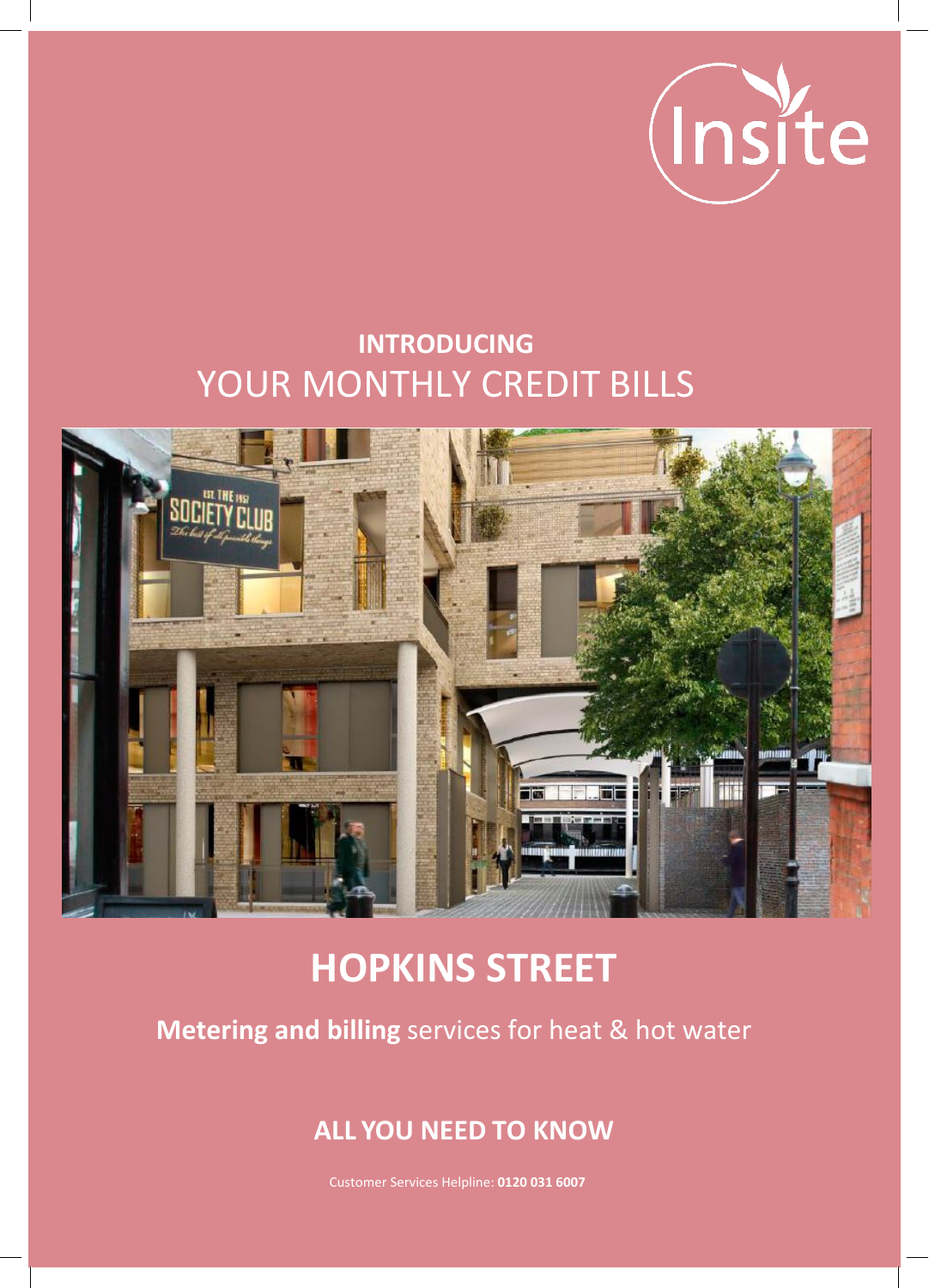Insite

**INTRODUCING**

# YOUR MONTHLY CREDIT BILLS

# HOPKINS STREET

**Metering and billing** services for heat & hot water

## ALL YOU NEED TO KNOW

Customer Services Helpline: **0120 031 6007**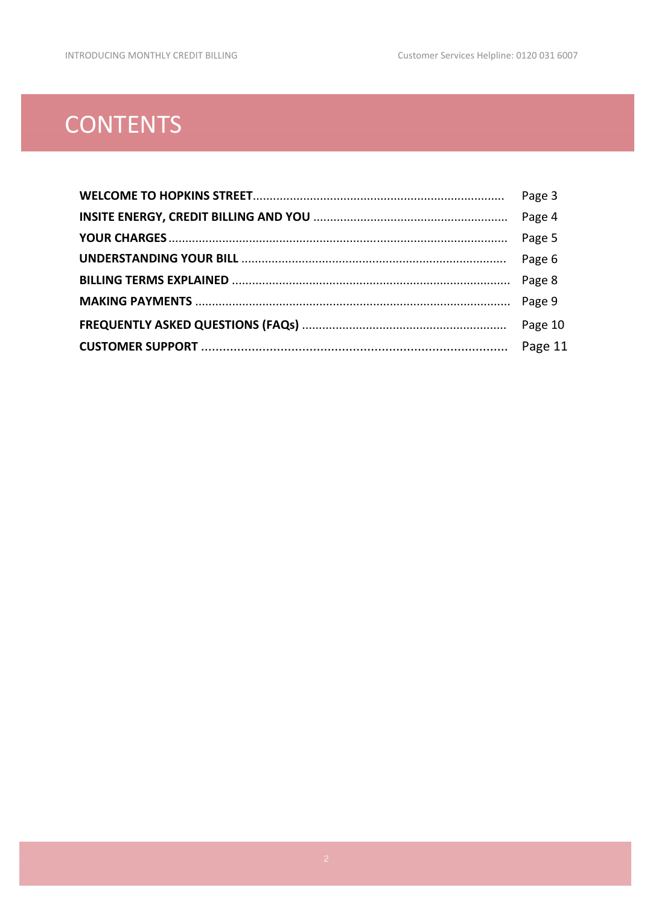# CONTENTS

| | |
|---|---|
| **WELCOME TO HOPKINS STREET** | Page 3 |
| **INSITE ENERGY, CREDIT BILLING AND YOU** | Page 4 |
| **YOUR CHARGES** | Page 5 |
| **UNDERSTANDING YOUR BILL** | Page 6 |
| **BILLING TERMS EXPLAINED** | Page 8 |
| **MAKING PAYMENTS** | Page 9 |
| **FREQUENTLY ASKED QUESTIONS (FAQs)** | Page 10 |
| **CUSTOMER SUPPORT** | Page 11 |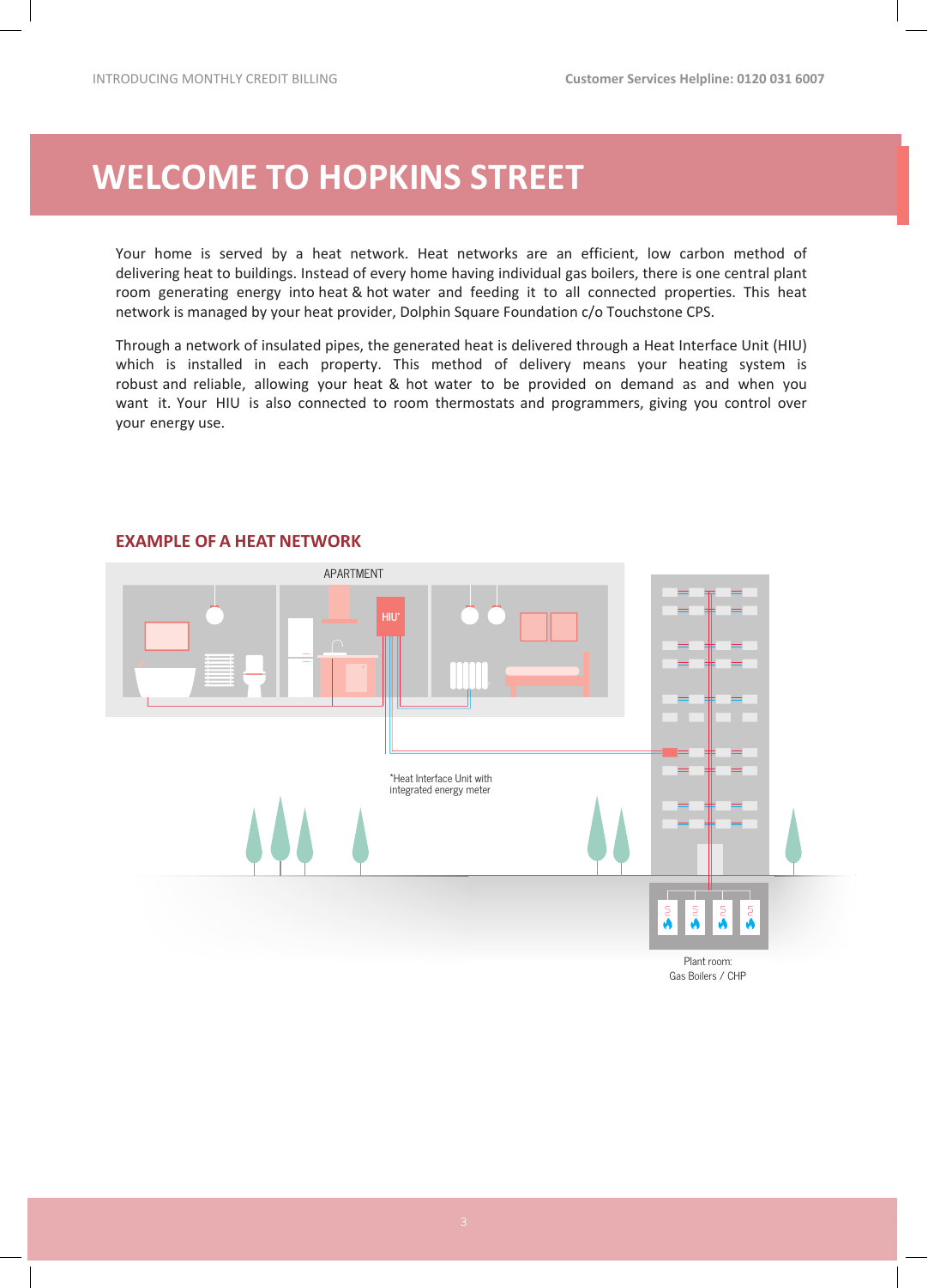# WELCOME TO HOPKINS STREET

Your home is served by a heat network. Heat networks are an efficient, low carbon method of delivering heat to buildings. Instead of every home having individual gas boilers, there is one central plant room generating energy into heat & hot water and feeding it to all connected properties. This heat network is managed by your heat provider, Dolphin Square Foundation c/o Touchstone CPS.

Through a network of insulated pipes, the generated heat is delivered through a Heat Interface Unit (HIU) which is installed in each property. This method of delivery means your heating system is robust and reliable, allowing your heat & hot water to be provided on demand as and when you want it. Your HIU is also connected to room thermostats and programmers, giving you control over your energy use.

## EXAMPLE OF A HEAT NETWORK

APARTMENT

HIU*

*Heat Interface Unit with integrated energy meter

Plant room: Gas Boilers / CHP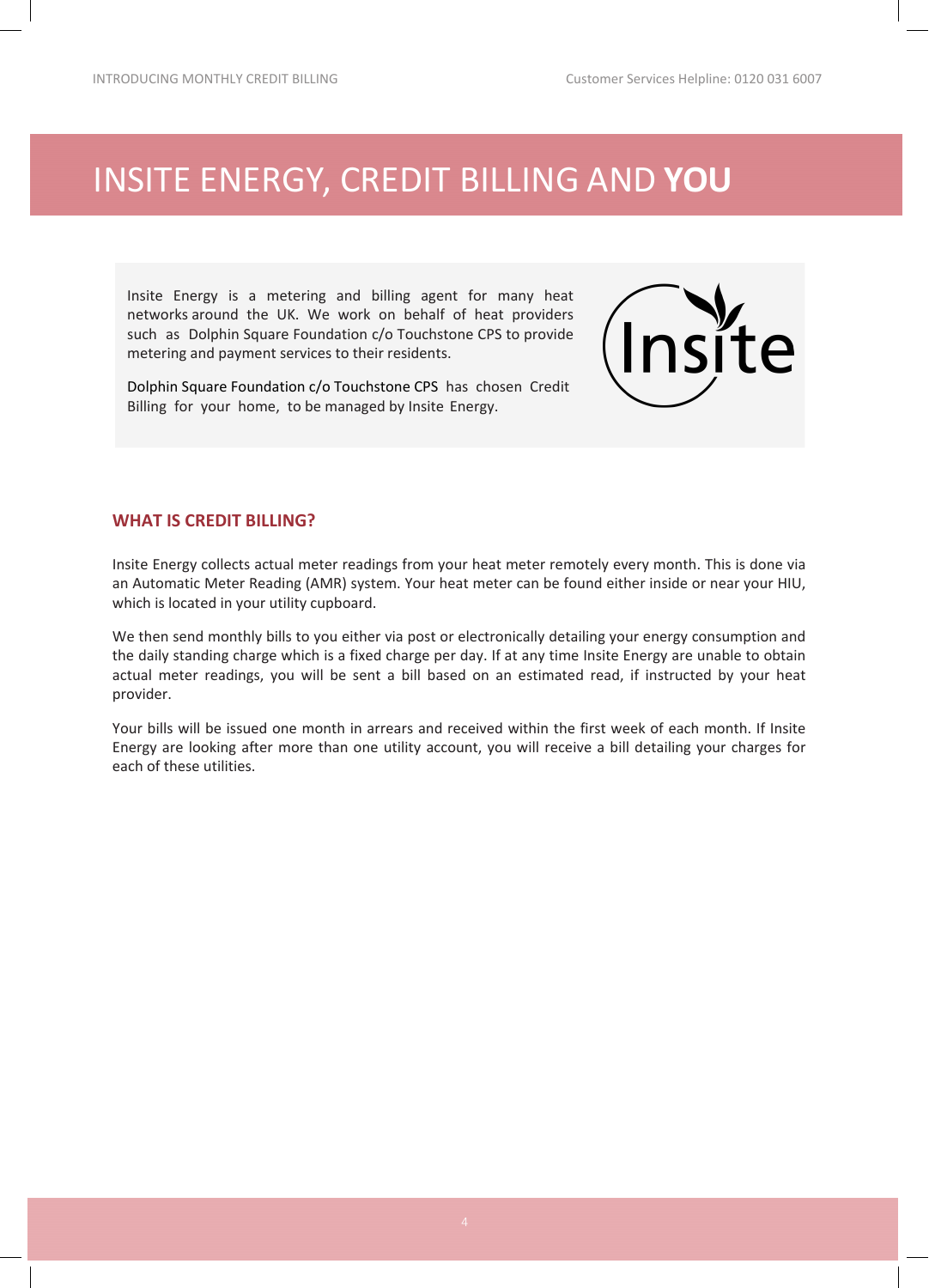# INSITE ENERGY, CREDIT BILLING AND **YOU**

Insite Energy is a metering and billing agent for many heat networks around the UK. We work on behalf of heat providers such as Dolphin Square Foundation c/o Touchstone CPS to provide metering and payment services to their residents.

Dolphin Square Foundation c/o Touchstone CPS has chosen Credit Billing for your home, to be managed by Insite Energy.

## WHAT IS CREDIT BILLING?

Insite Energy collects actual meter readings from your heat meter remotely every month. This is done via an Automatic Meter Reading (AMR) system. Your heat meter can be found either inside or near your HIU, which is located in your utility cupboard.

We then send monthly bills to you either via post or electronically detailing your energy consumption and the daily standing charge which is a fixed charge per day. If at any time Insite Energy are unable to obtain actual meter readings, you will be sent a bill based on an estimated read, if instructed by your heat provider.

Your bills will be issued one month in arrears and received within the first week of each month. If Insite Energy are looking after more than one utility account, you will receive a bill detailing your charges for each of these utilities.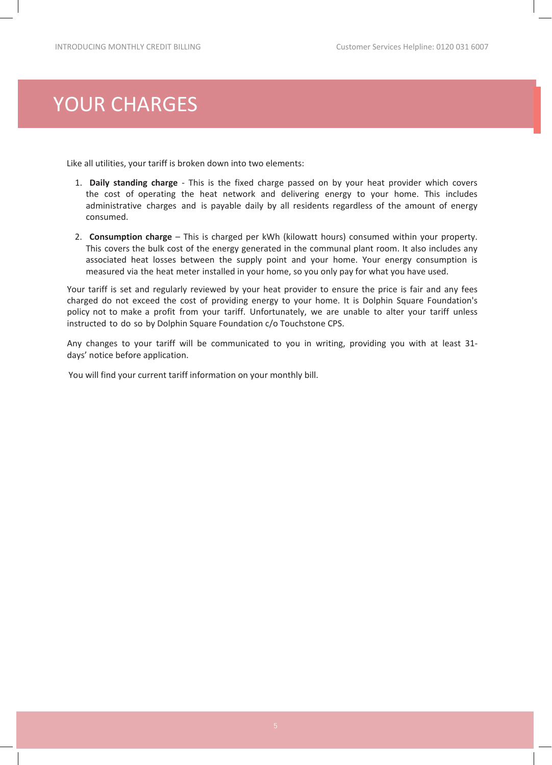# YOUR CHARGES

Like all utilities, your tariff is broken down into two elements:

1. **Daily standing charge** - This is the fixed charge passed on by your heat provider which covers the cost of operating the heat network and delivering energy to your home. This includes administrative charges and is payable daily by all residents regardless of the amount of energy consumed.

2. **Consumption charge** – This is charged per kWh (kilowatt hours) consumed within your property. This covers the bulk cost of the energy generated in the communal plant room. It also includes any associated heat losses between the supply point and your home. Your energy consumption is measured via the heat meter installed in your home, so you only pay for what you have used.

Your tariff is set and regularly reviewed by your heat provider to ensure the price is fair and any fees charged do not exceed the cost of providing energy to your home. It is Dolphin Square Foundation's policy not to make a profit from your tariff. Unfortunately, we are unable to alter your tariff unless instructed to do so by Dolphin Square Foundation c/o Touchstone CPS.

Any changes to your tariff will be communicated to you in writing, providing you with at least 31-days' notice before application.

You will find your current tariff information on your monthly bill.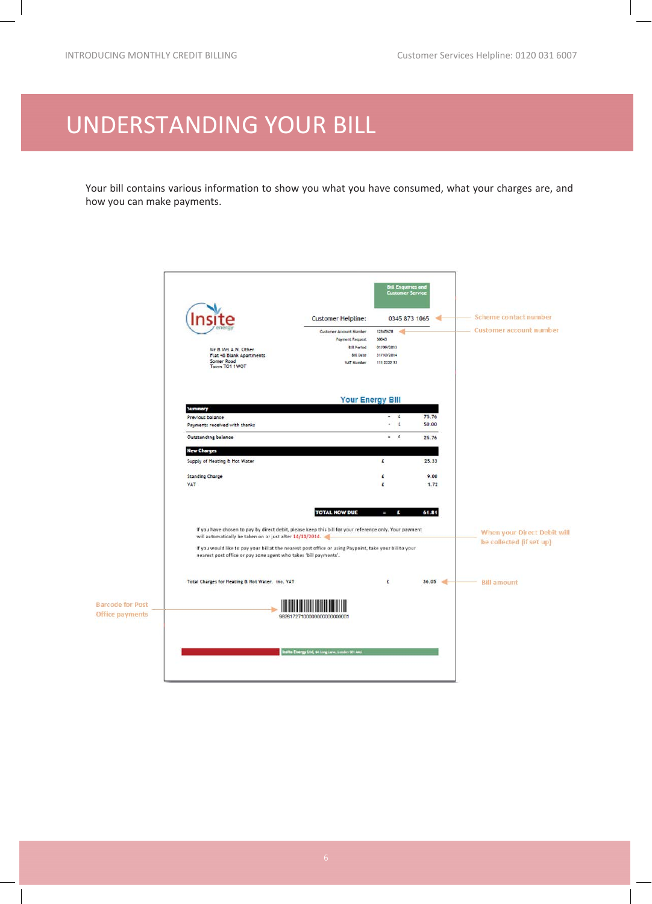# UNDERSTANDING YOUR BILL

Your bill contains various information to show you what you have consumed, what your charges are, and how you can make payments.

Bill Enquiries and Customer Service

Insite energy

Customer Helpline: 0345 873 1065 — Scheme contact number

| | |
|---|---|
| Customer Account Number | 12345678 |
| Payment Request | 30043 |
| Bill Period | 01/09/2013 |
| Bill Date | 31/10/2014 |
| VAT Number | 115 2222 31 |

Customer account number

Mr & Mrs A.N. Other
Flat 48 Blank Apartments
Somer Road
Town TO1 1WOT

## Your Energy Bill

| Summary | | | |
|---|---|---|---|
| Previous balance | = | £ | 75.76 |
| Payments received with thanks | - | £ | 50.00 |
| Outstanding balance | = | £ | 25.76 |

| New Charges | | |
|---|---|---|
| Supply of Heating & Hot Water | £ | 25.33 |
| Standing Charge | £ | 9.00 |
| VAT | £ | 1.72 |
| TOTAL NOW DUE = | £ | 61.81 |

If you have chosen to pay by direct debit, please keep this bill for your reference only. Your payment will automatically be taken on or just after 14/11/2014. — When your Direct Debit will be collected (if set up)

If you would like to pay your bill at the nearest post office or using Paypoint, take your bill to your nearest post office or pay zone agent who takes 'bill payments'.

Total Charges for Heating & Hot Water, inc. VAT £ 36.05 — Bill amount

Barcode for Post Office payments

98261727100000000000000001

Insite Energy Ltd, 64 Long Lane, London SE1 4AU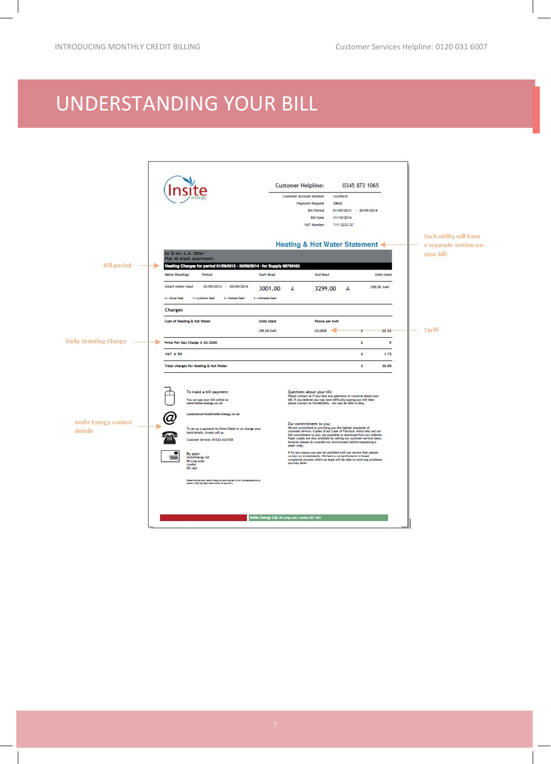# UNDERSTANDING YOUR BILL

Insite energy

Customer Helpline: 0345 873 1065

| | |
|---|---|
| Customer Account Number | 12345678 |
| Payment Request | 30043 |
| Bill Period | 01/09/2013 - 30/09/2014 |
| Bill Date | 31/10/2014 |
| VAT Number | "111 2222 33" |

## Heating & Hot Water Statement

Each utility will have a separate section on your bill

Mr & Mrs A.N. Other
Flat 48 Blank Apartments

Bill period

**Heating Charges for period 01/09/2013 - 30/09/2014 - for Supply 98765432**

| Meter Readings | Period | Start Read | | End Read | | Units Used |
|---|---|---|---|---|---|---|
| Smart meter read | 01/09/2013 - 30/09/2014 | 3001.00 | A | 3299.00 | A | 298.00 kwh |

A = Actual Read C = Customer Read D = Deemed Read E = Estimated Read

**Charges**

| Cost of Heating & Hot Water | Units Used | Pence per kwh | | |
|---|---|---|---|---|
| | 298.00 kwh | £0.0850 | £ | 25.33 |
| Price Per Day Charge @ £0.3000 | | | £ | 9 |
| VAT @ 5% | | | £ | 1.72 |
| Total charges for Heating & Hot Water | | | £ | 36.05 |

Tariff

Daily Standing Charge

Insite Energy contact details

To make a bill payment:
You can pay your bill online at:
www.insite-energy.co.uk

customerservice@insite-energy.co.uk

To set up a payment by Direct Debit or to change your bank details, simply call us.

Customer Service: 01322 623XXX

By post:
Insite Energy Ltd
84 Long Lane
London
SE1 4AU

Please include your Insite Energy account number on all correspondence (as shown in the top right hand corner of your bill.)

Questions about your bill:
Please contact us if you have any questions or concerns about your bill. If you believe you may have difficulty paying your bill then please contact us immediately - we may be able to help.

Our commitment to you:
We are committed to providing you the highest standards of customer service. Copies of our Code of Practice, which sets out our full commitment to you, are available to download from our website. Paper copies are also available by calling our customer service team, however please do consider our environment before requesting a paper copy.

If for any reason you are not satisfied with our service then please contact us immediately. We have a comprehensive in-house complaints process which we hope will be able to solve any problems you may have.

Insite Energy Ltd, 84 Long Lane, London SE1 4AU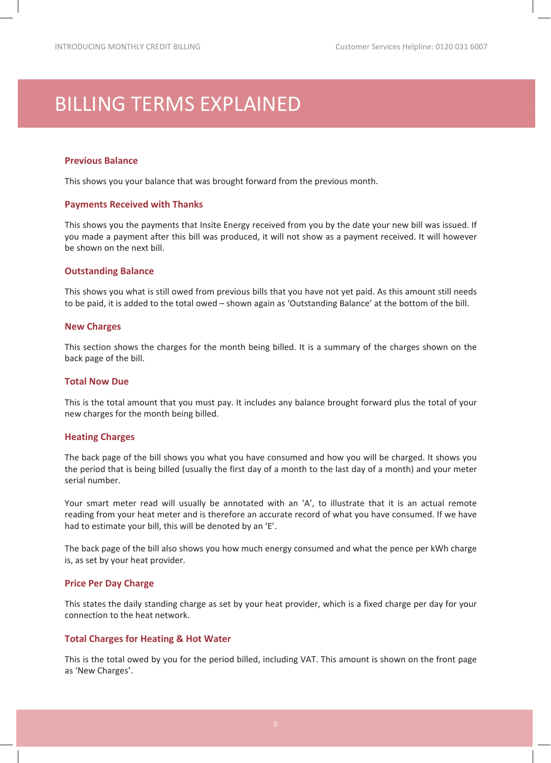# BILLING TERMS EXPLAINED

### Previous Balance

This shows you your balance that was brought forward from the previous month.

### Payments Received with Thanks

This shows you the payments that Insite Energy received from you by the date your new bill was issued. If you made a payment after this bill was produced, it will not show as a payment received. It will however be shown on the next bill.

### Outstanding Balance

This shows you what is still owed from previous bills that you have not yet paid. As this amount still needs to be paid, it is added to the total owed – shown again as 'Outstanding Balance' at the bottom of the bill.

### New Charges

This section shows the charges for the month being billed. It is a summary of the charges shown on the back page of the bill.

### Total Now Due

This is the total amount that you must pay. It includes any balance brought forward plus the total of your new charges for the month being billed.

### Heating Charges

The back page of the bill shows you what you have consumed and how you will be charged. It shows you the period that is being billed (usually the first day of a month to the last day of a month) and your meter serial number.

Your smart meter read will usually be annotated with an 'A', to illustrate that it is an actual remote reading from your heat meter and is therefore an accurate record of what you have consumed. If we have had to estimate your bill, this will be denoted by an 'E'.

The back page of the bill also shows you how much energy consumed and what the pence per kWh charge is, as set by your heat provider.

### Price Per Day Charge

This states the daily standing charge as set by your heat provider, which is a fixed charge per day for your connection to the heat network.

### Total Charges for Heating & Hot Water

This is the total owed by you for the period billed, including VAT. This amount is shown on the front page as 'New Charges'.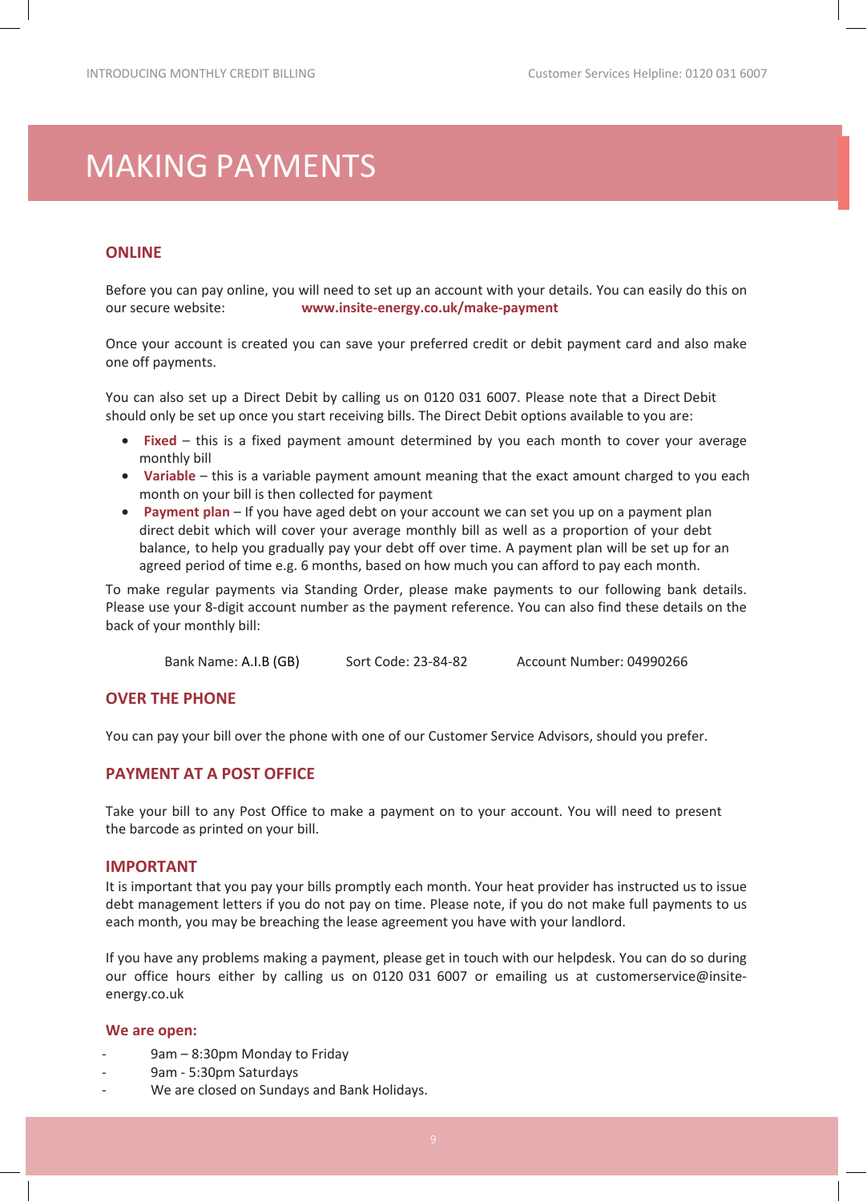# MAKING PAYMENTS

## ONLINE

Before you can pay online, you will need to set up an account with your details. You can easily do this on our secure website: **www.insite-energy.co.uk/make-payment**

Once your account is created you can save your preferred credit or debit payment card and also make one off payments.

You can also set up a Direct Debit by calling us on 0120 031 6007. Please note that a Direct Debit should only be set up once you start receiving bills. The Direct Debit options available to you are:

- **Fixed** – this is a fixed payment amount determined by you each month to cover your average monthly bill
- **Variable** – this is a variable payment amount meaning that the exact amount charged to you each month on your bill is then collected for payment
- **Payment plan** – If you have aged debt on your account we can set you up on a payment plan direct debit which will cover your average monthly bill as well as a proportion of your debt balance, to help you gradually pay your debt off over time. A payment plan will be set up for an agreed period of time e.g. 6 months, based on how much you can afford to pay each month.

To make regular payments via Standing Order, please make payments to our following bank details. Please use your 8-digit account number as the payment reference. You can also find these details on the back of your monthly bill:

Bank Name: A.I.B (GB) &nbsp;&nbsp;&nbsp; Sort Code: 23-84-82 &nbsp;&nbsp;&nbsp; Account Number: 04990266

## OVER THE PHONE

You can pay your bill over the phone with one of our Customer Service Advisors, should you prefer.

## PAYMENT AT A POST OFFICE

Take your bill to any Post Office to make a payment on to your account. You will need to present the barcode as printed on your bill.

## IMPORTANT

It is important that you pay your bills promptly each month. Your heat provider has instructed us to issue debt management letters if you do not pay on time. Please note, if you do not make full payments to us each month, you may be breaching the lease agreement you have with your landlord.

If you have any problems making a payment, please get in touch with our helpdesk. You can do so during our office hours either by calling us on 0120 031 6007 or emailing us at customerservice@insite-energy.co.uk

### We are open:

- 9am – 8:30pm Monday to Friday
- 9am - 5:30pm Saturdays
- We are closed on Sundays and Bank Holidays.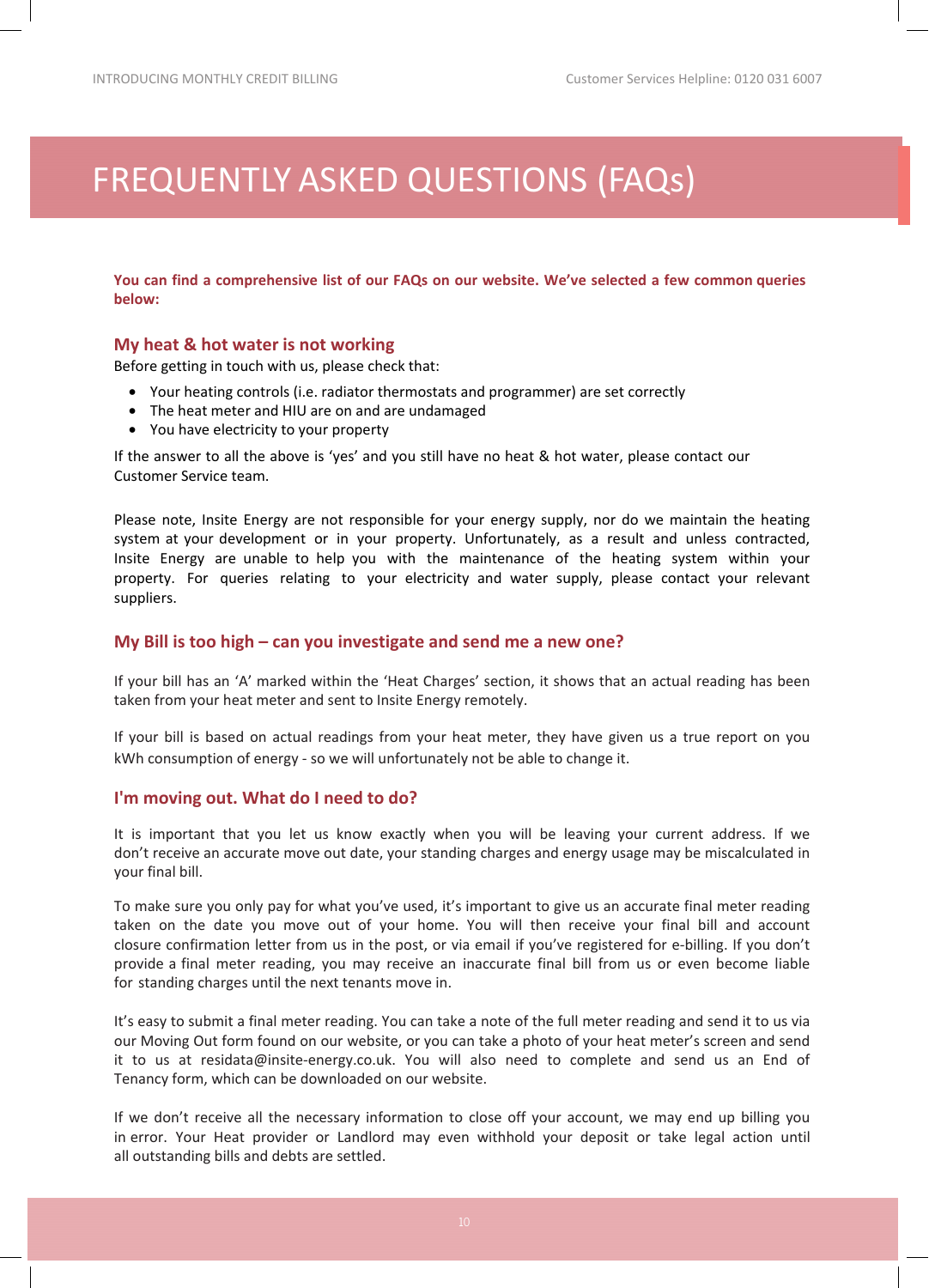# FREQUENTLY ASKED QUESTIONS (FAQs)

**You can find a comprehensive list of our FAQs on our website. We've selected a few common queries below:**

## My heat & hot water is not working

Before getting in touch with us, please check that:

- Your heating controls (i.e. radiator thermostats and programmer) are set correctly
- The heat meter and HIU are on and are undamaged
- You have electricity to your property

If the answer to all the above is 'yes' and you still have no heat & hot water, please contact our Customer Service team.

Please note, Insite Energy are not responsible for your energy supply, nor do we maintain the heating system at your development or in your property. Unfortunately, as a result and unless contracted, Insite Energy are unable to help you with the maintenance of the heating system within your property. For queries relating to your electricity and water supply, please contact your relevant suppliers.

## My Bill is too high – can you investigate and send me a new one?

If your bill has an 'A' marked within the 'Heat Charges' section, it shows that an actual reading has been taken from your heat meter and sent to Insite Energy remotely.

If your bill is based on actual readings from your heat meter, they have given us a true report on you kWh consumption of energy - so we will unfortunately not be able to change it.

## I'm moving out. What do I need to do?

It is important that you let us know exactly when you will be leaving your current address. If we don't receive an accurate move out date, your standing charges and energy usage may be miscalculated in your final bill.

To make sure you only pay for what you've used, it's important to give us an accurate final meter reading taken on the date you move out of your home. You will then receive your final bill and account closure confirmation letter from us in the post, or via email if you've registered for e-billing. If you don't provide a final meter reading, you may receive an inaccurate final bill from us or even become liable for standing charges until the next tenants move in.

It's easy to submit a final meter reading. You can take a note of the full meter reading and send it to us via our Moving Out form found on our website, or you can take a photo of your heat meter's screen and send it to us at residata@insite-energy.co.uk. You will also need to complete and send us an End of Tenancy form, which can be downloaded on our website.

If we don't receive all the necessary information to close off your account, we may end up billing you in error. Your Heat provider or Landlord may even withhold your deposit or take legal action until all outstanding bills and debts are settled.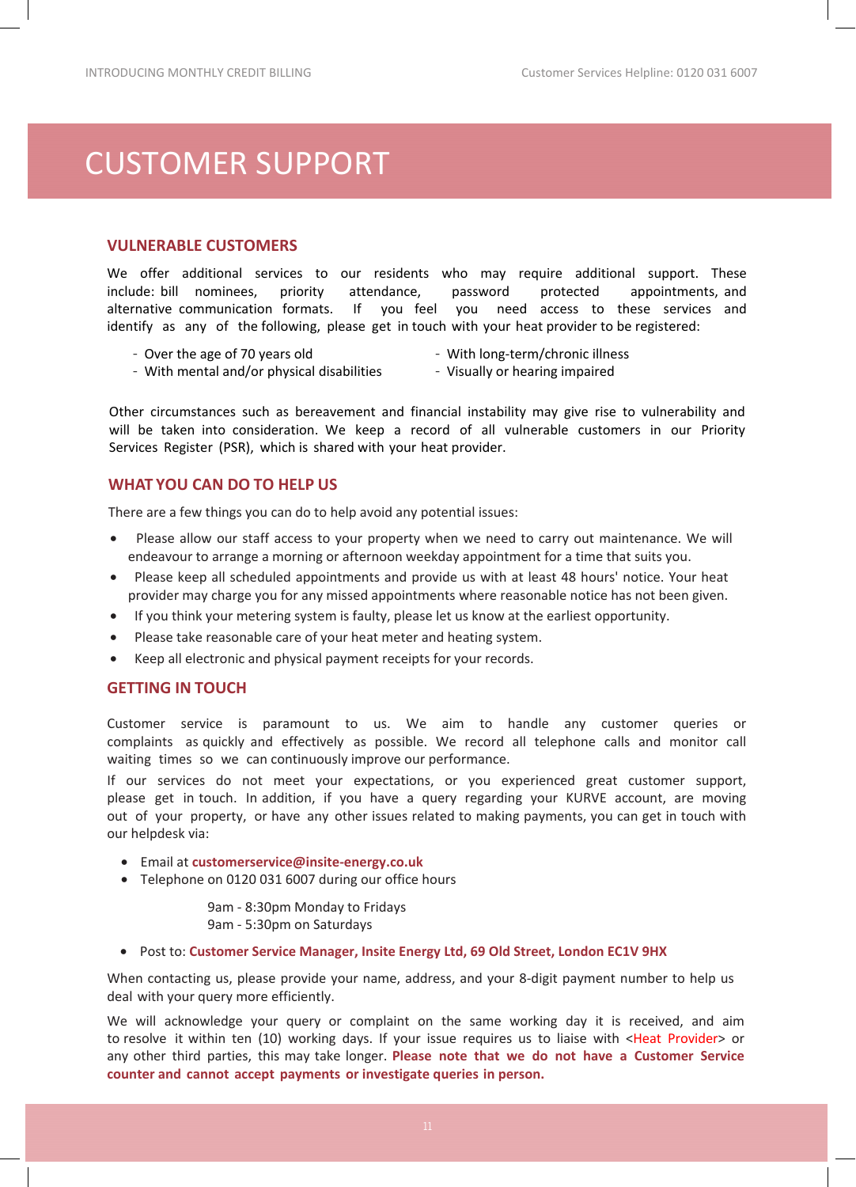# CUSTOMER SUPPORT

## VULNERABLE CUSTOMERS

We offer additional services to our residents who may require additional support. These include: bill nominees, priority attendance, password protected appointments, and alternative communication formats. If you feel you need access to these services and identify as any of the following, please get in touch with your heat provider to be registered:

- Over the age of 70 years old
- With mental and/or physical disabilities
- With long-term/chronic illness
- Visually or hearing impaired

Other circumstances such as bereavement and financial instability may give rise to vulnerability and will be taken into consideration. We keep a record of all vulnerable customers in our Priority Services Register (PSR), which is shared with your heat provider.

## WHAT YOU CAN DO TO HELP US

There are a few things you can do to help avoid any potential issues:

- Please allow our staff access to your property when we need to carry out maintenance. We will endeavour to arrange a morning or afternoon weekday appointment for a time that suits you.
- Please keep all scheduled appointments and provide us with at least 48 hours' notice. Your heat provider may charge you for any missed appointments where reasonable notice has not been given.
- If you think your metering system is faulty, please let us know at the earliest opportunity.
- Please take reasonable care of your heat meter and heating system.
- Keep all electronic and physical payment receipts for your records.

## GETTING IN TOUCH

Customer service is paramount to us. We aim to handle any customer queries or complaints as quickly and effectively as possible. We record all telephone calls and monitor call waiting times so we can continuously improve our performance.

If our services do not meet your expectations, or you experienced great customer support, please get in touch. In addition, if you have a query regarding your KURVE account, are moving out of your property, or have any other issues related to making payments, you can get in touch with our helpdesk via:

- Email at **customerservice@insite-energy.co.uk**
- Telephone on 0120 031 6007 during our office hours

  9am - 8:30pm Monday to Fridays
  9am - 5:30pm on Saturdays

- Post to: **Customer Service Manager, Insite Energy Ltd, 69 Old Street, London EC1V 9HX**

When contacting us, please provide your name, address, and your 8-digit payment number to help us deal with your query more efficiently.

We will acknowledge your query or complaint on the same working day it is received, and aim to resolve it within ten (10) working days. If your issue requires us to liaise with <Heat Provider> or any other third parties, this may take longer. **Please note that we do not have a Customer Service counter and cannot accept payments or investigate queries in person.**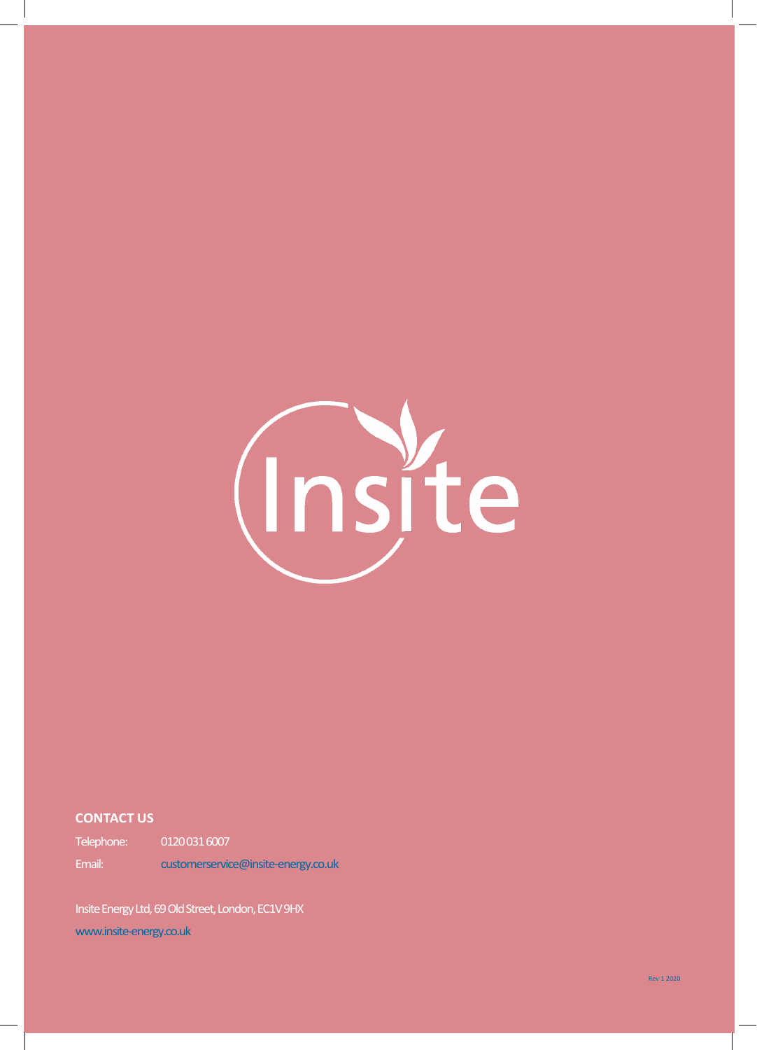Insite

**CONTACT US**

Telephone: 0120 031 6007

Email: customerservice@insite-energy.co.uk

Insite Energy Ltd, 69 Old Street, London, EC1V 9HX

www.insite-energy.co.uk

Rev 1 2020